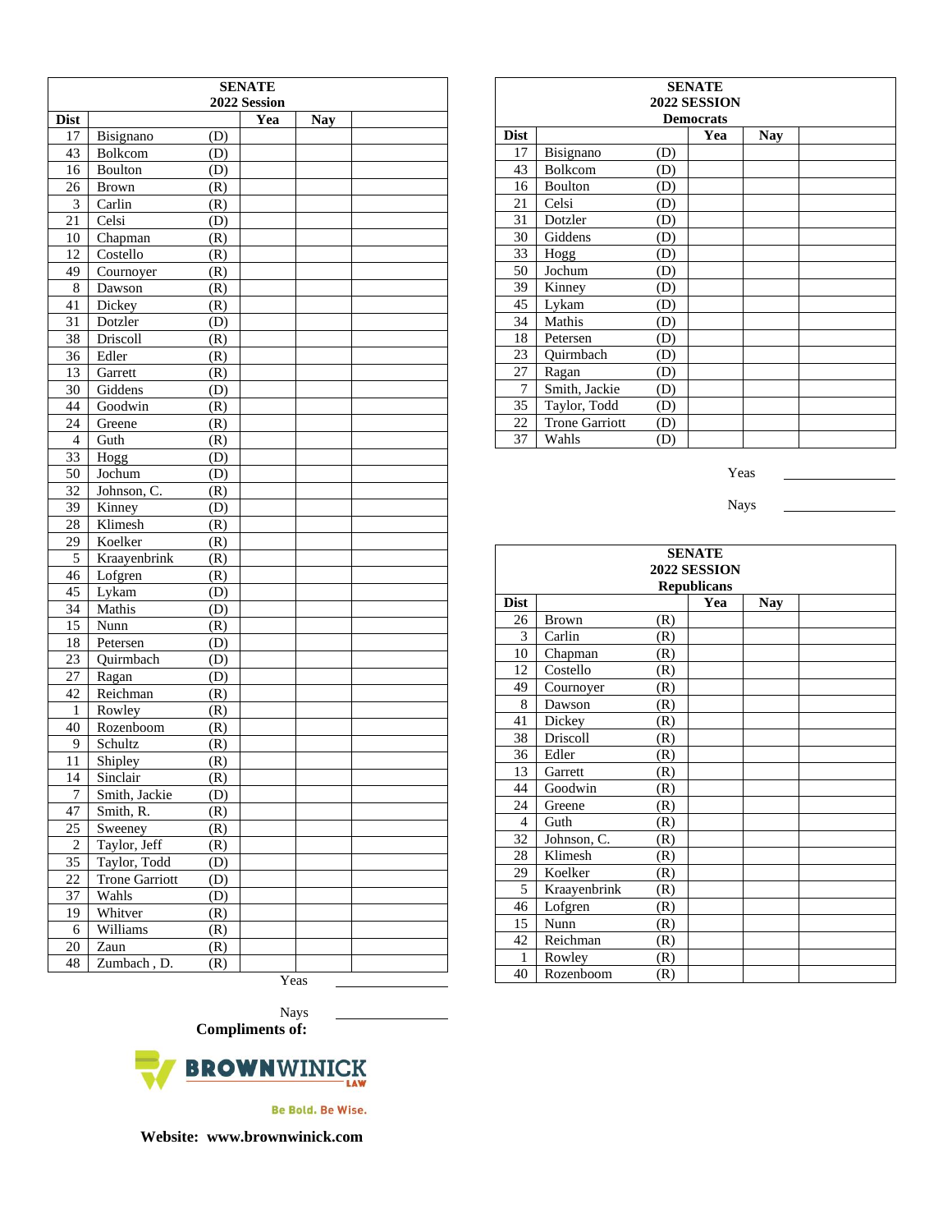| SENATE 2022 Session | | | | | |
|---|---|---|---|---|---|
| Dist | | | Yea | Nay | |
| 17 | Bisignano | (D) | | | |
| 43 | Bolkcom | (D) | | | |
| 16 | Boulton | (D) | | | |
| 26 | Brown | (R) | | | |
| 3 | Carlin | (R) | | | |
| 21 | Celsi | (D) | | | |
| 10 | Chapman | (R) | | | |
| 12 | Costello | (R) | | | |
| 49 | Cournoyer | (R) | | | |
| 8 | Dawson | (R) | | | |
| 41 | Dickey | (R) | | | |
| 31 | Dotzler | (D) | | | |
| 38 | Driscoll | (R) | | | |
| 36 | Edler | (R) | | | |
| 13 | Garrett | (R) | | | |
| 30 | Giddens | (D) | | | |
| 44 | Goodwin | (R) | | | |
| 24 | Greene | (R) | | | |
| 4 | Guth | (R) | | | |
| 33 | Hogg | (D) | | | |
| 50 | Jochum | (D) | | | |
| 32 | Johnson, C. | (R) | | | |
| 39 | Kinney | (D) | | | |
| 28 | Klimesh | (R) | | | |
| 29 | Koelker | (R) | | | |
| 5 | Kraayenbrink | (R) | | | |
| 46 | Lofgren | (R) | | | |
| 45 | Lykam | (D) | | | |
| 34 | Mathis | (D) | | | |
| 15 | Nunn | (R) | | | |
| 18 | Petersen | (D) | | | |
| 23 | Quirmbach | (D) | | | |
| 27 | Ragan | (D) | | | |
| 42 | Reichman | (R) | | | |
| 1 | Rowley | (R) | | | |
| 40 | Rozenboom | (R) | | | |
| 9 | Schultz | (R) | | | |
| 11 | Shipley | (R) | | | |
| 14 | Sinclair | (R) | | | |
| 7 | Smith, Jackie | (D) | | | |
| 47 | Smith, R. | (R) | | | |
| 25 | Sweeney | (R) | | | |
| 2 | Taylor, Jeff | (R) | | | |
| 35 | Taylor, Todd | (D) | | | |
| 22 | Trone Garriott | (D) | | | |
| 37 | Wahls | (D) | | | |
| 19 | Whitver | (R) | | | |
| 6 | Williams | (R) | | | |
| 20 | Zaun | (R) | | | |
| 48 | Zumbach , D. | (R) | | | |

Yeas ____________

Nays ____________

**Compliments of:**

BROWNWINICK LAW

Be Bold. Be Wise.

**Website: www.brownwinick.com**

| SENATE 2022 SESSION Democrats | | | | | |
|---|---|---|---|---|---|
| Dist | | | Yea | Nay | |
| 17 | Bisignano | (D) | | | |
| 43 | Bolkcom | (D) | | | |
| 16 | Boulton | (D) | | | |
| 21 | Celsi | (D) | | | |
| 31 | Dotzler | (D) | | | |
| 30 | Giddens | (D) | | | |
| 33 | Hogg | (D) | | | |
| 50 | Jochum | (D) | | | |
| 39 | Kinney | (D) | | | |
| 45 | Lykam | (D) | | | |
| 34 | Mathis | (D) | | | |
| 18 | Petersen | (D) | | | |
| 23 | Quirmbach | (D) | | | |
| 27 | Ragan | (D) | | | |
| 7 | Smith, Jackie | (D) | | | |
| 35 | Taylor, Todd | (D) | | | |
| 22 | Trone Garriott | (D) | | | |
| 37 | Wahls | (D) | | | |

Yeas ____________

Nays ____________

| SENATE 2022 SESSION Republicans | | | | | |
|---|---|---|---|---|---|
| Dist | | | Yea | Nay | |
| 26 | Brown | (R) | | | |
| 3 | Carlin | (R) | | | |
| 10 | Chapman | (R) | | | |
| 12 | Costello | (R) | | | |
| 49 | Cournoyer | (R) | | | |
| 8 | Dawson | (R) | | | |
| 41 | Dickey | (R) | | | |
| 38 | Driscoll | (R) | | | |
| 36 | Edler | (R) | | | |
| 13 | Garrett | (R) | | | |
| 44 | Goodwin | (R) | | | |
| 24 | Greene | (R) | | | |
| 4 | Guth | (R) | | | |
| 32 | Johnson, C. | (R) | | | |
| 28 | Klimesh | (R) | | | |
| 29 | Koelker | (R) | | | |
| 5 | Kraayenbrink | (R) | | | |
| 46 | Lofgren | (R) | | | |
| 15 | Nunn | (R) | | | |
| 42 | Reichman | (R) | | | |
| 1 | Rowley | (R) | | | |
| 40 | Rozenboom | (R) | | | |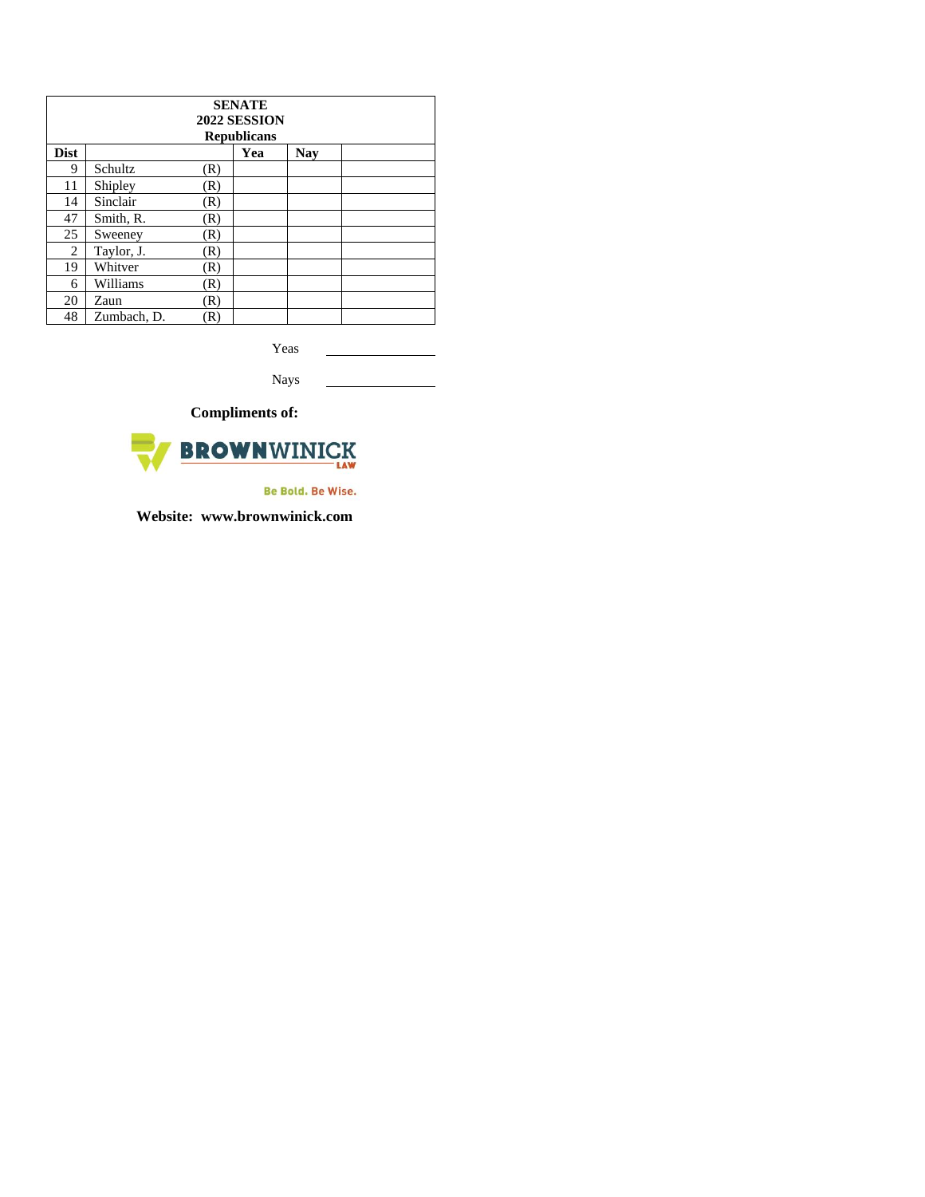| SENATE 2022 SESSION Republicans | | | | | |
|---|---|---|---|---|---|
| **Dist** | | | **Yea** | **Nay** | |
| 9 | Schultz | (R) | | | |
| 11 | Shipley | (R) | | | |
| 14 | Sinclair | (R) | | | |
| 47 | Smith, R. | (R) | | | |
| 25 | Sweeney | (R) | | | |
| 2 | Taylor, J. | (R) | | | |
| 19 | Whitver | (R) | | | |
| 6 | Williams | (R) | | | |
| 20 | Zaun | (R) | | | |
| 48 | Zumbach, D. | (R) | | | |

Yeas ______________

Nays ______________

**Compliments of:**

BROWNWINICK LAW

Be Bold. Be Wise.

**Website: www.brownwinick.com**